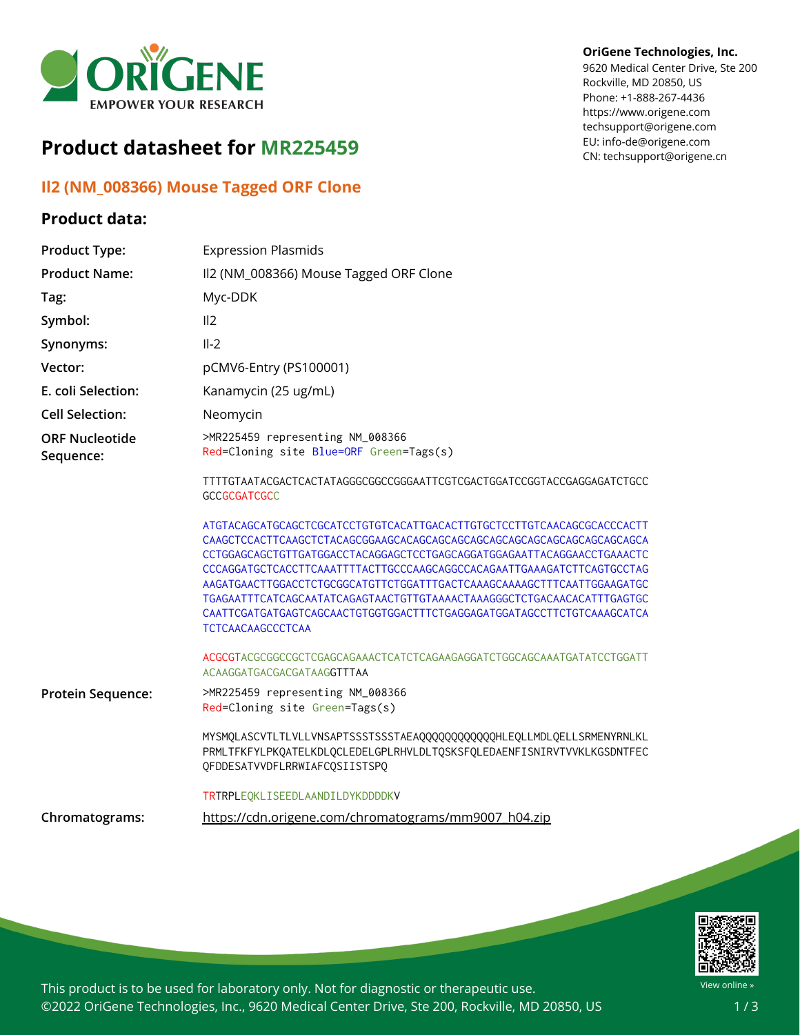# Product datasheet for MR225459

OriGene Technologies, Inc.
9620 Medical Center Drive, Ste 200
Rockville, MD 20850, US
Phone: +1-888-267-4436
https://www.origene.com
techsupport@origene.com
EU: info-de@origene.com
CN: techsupport@origene.cn

## Il2 (NM_008366) Mouse Tagged ORF Clone

### Product data:

| | |
|---|---|
| **Product Type:** | Expression Plasmids |
| **Product Name:** | Il2 (NM_008366) Mouse Tagged ORF Clone |
| **Tag:** | Myc-DDK |
| **Symbol:** | Il2 |
| **Synonyms:** | Il-2 |
| **Vector:** | pCMV6-Entry (PS100001) |
| **E. coli Selection:** | Kanamycin (25 ug/mL) |
| **Cell Selection:** | Neomycin |

**ORF Nucleotide Sequence:**

```
>MR225459 representing NM_008366
Red=Cloning site Blue=ORF Green=Tags(s)

TTTTGTAATACGACTCACTATAGGGCGGCCGGGAATTCGTCGACTGGATCCGGTACCGAGGAGATCTGCC
GCCGCGATCGCC

ATGTACAGCATGCAGCTCGCATCCTGTGTCACATTGACACTTGTGCTCCTTGTCAACAGCGCACCCACTT
CAAGCTCCACTTCAAGCTCTACAGCGGAAGCACAGCAGCAGCAGCAGCAGCAGCAGCAGCAGCAGCAGCA
CCTGGAGCAGCTGTTGATGGACCTACAGGAGCTCCTGAGCAGGATGGAGAATTACAGGAACCTGAAACTC
CCCAGGATGCTCACCTTCAAATTTTACTTGCCCAAGCAGGCCACAGAATTGAAAGATCTTCAGTGCCTAG
AAGATGAACTTGGACCTCTGCGGCATGTTCTGGATTTGACTCAAAGCAAAAGCTTTCAATTGGAAGATGC
TGAGAATTTCATCAGCAATATCAGAGTAACTGTTGTAAAACTAAAGGGCTCTGACAACACATTTGAGTGC
CAATTCGATGATGAGTCAGCAACTGTGGTGGACTTTCTGAGGAGATGGATAGCCTTCTGTCAAAGCATCA
TCTCAACAAGCCCTCAA

ACGCGTACGCGGCCGCTCGAGCAGAAACTCATCTCAGAAGAGGATCTGGCAGCAAATGATATCCTGGATT
ACAAGGATGACGACGATAAGGTTTAA
```

**Protein Sequence:**

```
>MR225459 representing NM_008366
Red=Cloning site Green=Tags(s)

MYSMQLASCVTLTLVLLVNSAPTSSSTSSSTAEAQQQQQQQQQQQQHLEQLLMDLQELLSRMENYRNLKL
PRMLTFKFYLPKQATELKDLQCLEDELGPLRHVLDLTQSKSFQLEDAENFISNIRVTVVKLKGSDNTFEC
QFDDESATVVDFLRRWIAFCQSIISTSPQ

TRTRPLEQKLISEEDLAANDILDYKDDDDKV
```

**Chromatograms:** https://cdn.origene.com/chromatograms/mm9007_h04.zip

This product is to be used for laboratory only. Not for diagnostic or therapeutic use.
©2022 OriGene Technologies, Inc., 9620 Medical Center Drive, Ste 200, Rockville, MD 20850, US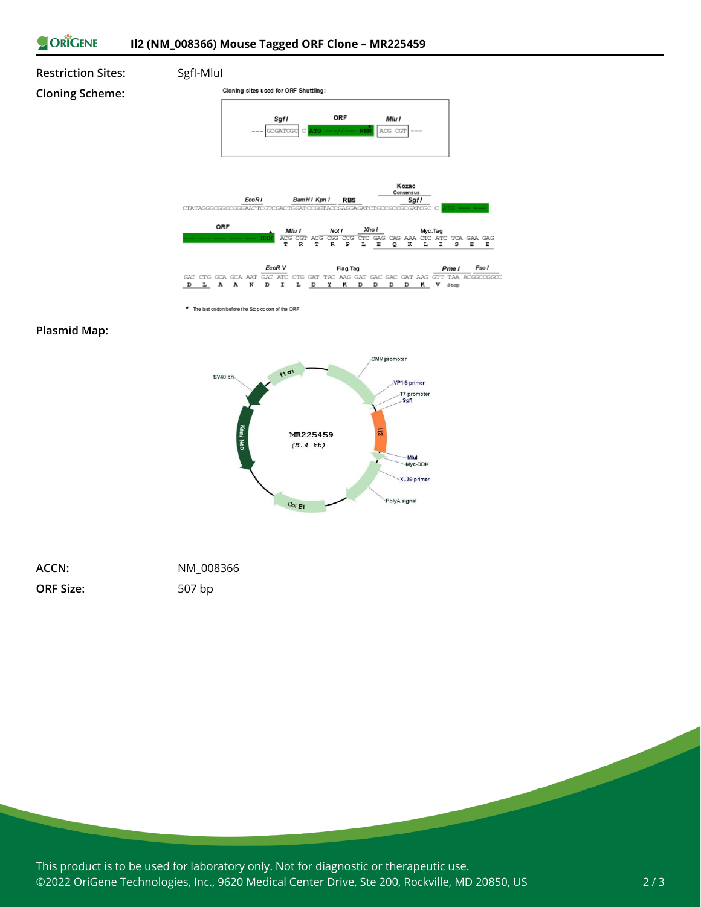**Restriction Sites:** SgfI-MluI

**Cloning Scheme:**

Cloning sites used for ORF Shuttling:

```
--- GCGATCGC C ATG ---//--- NNN ACG CGT ---
    SgfI       ORF          MluI
```

```
                    EcoR I          BamH I Kpn I    RBS      Kozac Consensus SgfI
CTATAGGGCGGCCGGGAATTCGTCGACTGGATCCGGTACCGAGGAGATCTGCCGCCGCGATCGC C ATG --- ---
```

```
ORF                  Mlu I       Not I       Xho I       Myc.Tag
--- --- --- --- NNN* ACG CGT ACG CGG CCG CTC GAG CAG AAA CTC ATC TCA GAA GAG
                      T   R   T   R   P   L   E   Q   K   L   I   S   E   E
```

```
                        EcoR V          Flag.Tag                    Pme I     Fse I
GAT CTG GCA GCA AAT GAT ATC CTG GAT TAC AAG GAT GAC GAC GAT AAG GTT TAA ACGGCCGGCC
 D   L   A   A   N   D   I   L   D   Y   K   D   D   D   D   K   V  Stop
```

\* The last codon before the Stop codon of the ORF

**Plasmid Map:**

MR225459 (5.4 kb) — features: CMV promoter, VP1.5 primer, T7 promoter, SgfI, Il2, MluI, Myc-DDK, XL39 primer, PolyA signal, Col E1, Kan/Neo, SV40 ori, f1 ori

**ACCN:** NM_008366

**ORF Size:** 507 bp

This product is to be used for laboratory only. Not for diagnostic or therapeutic use.
©2022 OriGene Technologies, Inc., 9620 Medical Center Drive, Ste 200, Rockville, MD 20850, US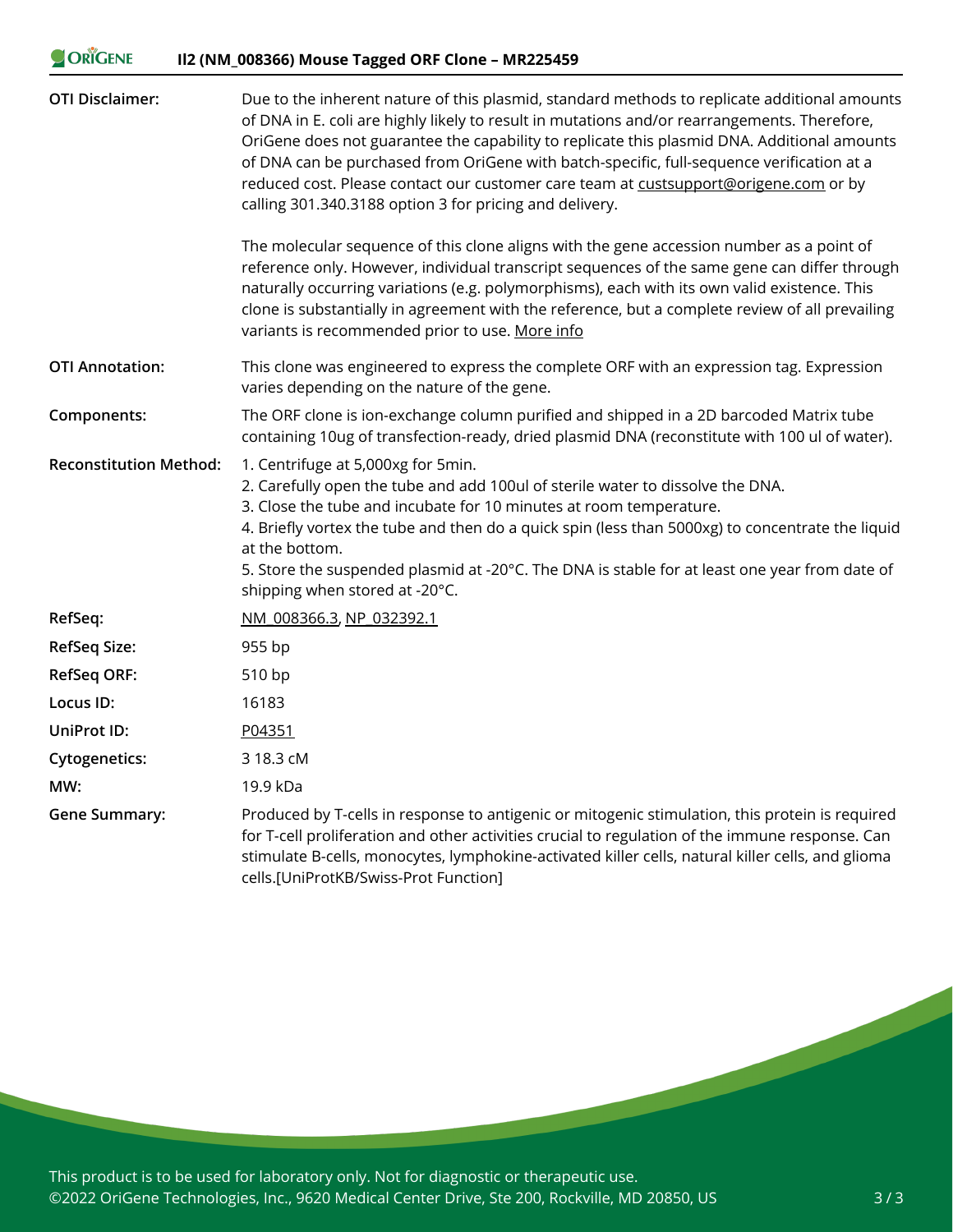| | |
|---|---|
| **OTI Disclaimer:** | Due to the inherent nature of this plasmid, standard methods to replicate additional amounts of DNA in E. coli are highly likely to result in mutations and/or rearrangements. Therefore, OriGene does not guarantee the capability to replicate this plasmid DNA. Additional amounts of DNA can be purchased from OriGene with batch-specific, full-sequence verification at a reduced cost. Please contact our customer care team at custsupport@origene.com or by calling 301.340.3188 option 3 for pricing and delivery.<br><br>The molecular sequence of this clone aligns with the gene accession number as a point of reference only. However, individual transcript sequences of the same gene can differ through naturally occurring variations (e.g. polymorphisms), each with its own valid existence. This clone is substantially in agreement with the reference, but a complete review of all prevailing variants is recommended prior to use. More info |
| **OTI Annotation:** | This clone was engineered to express the complete ORF with an expression tag. Expression varies depending on the nature of the gene. |
| **Components:** | The ORF clone is ion-exchange column purified and shipped in a 2D barcoded Matrix tube containing 10ug of transfection-ready, dried plasmid DNA (reconstitute with 100 ul of water). |
| **Reconstitution Method:** | 1. Centrifuge at 5,000xg for 5min.<br>2. Carefully open the tube and add 100ul of sterile water to dissolve the DNA.<br>3. Close the tube and incubate for 10 minutes at room temperature.<br>4. Briefly vortex the tube and then do a quick spin (less than 5000xg) to concentrate the liquid at the bottom.<br>5. Store the suspended plasmid at -20°C. The DNA is stable for at least one year from date of shipping when stored at -20°C. |
| **RefSeq:** | NM_008366.3, NP_032392.1 |
| **RefSeq Size:** | 955 bp |
| **RefSeq ORF:** | 510 bp |
| **Locus ID:** | 16183 |
| **UniProt ID:** | P04351 |
| **Cytogenetics:** | 3 18.3 cM |
| **MW:** | 19.9 kDa |
| **Gene Summary:** | Produced by T-cells in response to antigenic or mitogenic stimulation, this protein is required for T-cell proliferation and other activities crucial to regulation of the immune response. Can stimulate B-cells, monocytes, lymphokine-activated killer cells, natural killer cells, and glioma cells.[UniProtKB/Swiss-Prot Function] |

This product is to be used for laboratory only. Not for diagnostic or therapeutic use.
©2022 OriGene Technologies, Inc., 9620 Medical Center Drive, Ste 200, Rockville, MD 20850, US